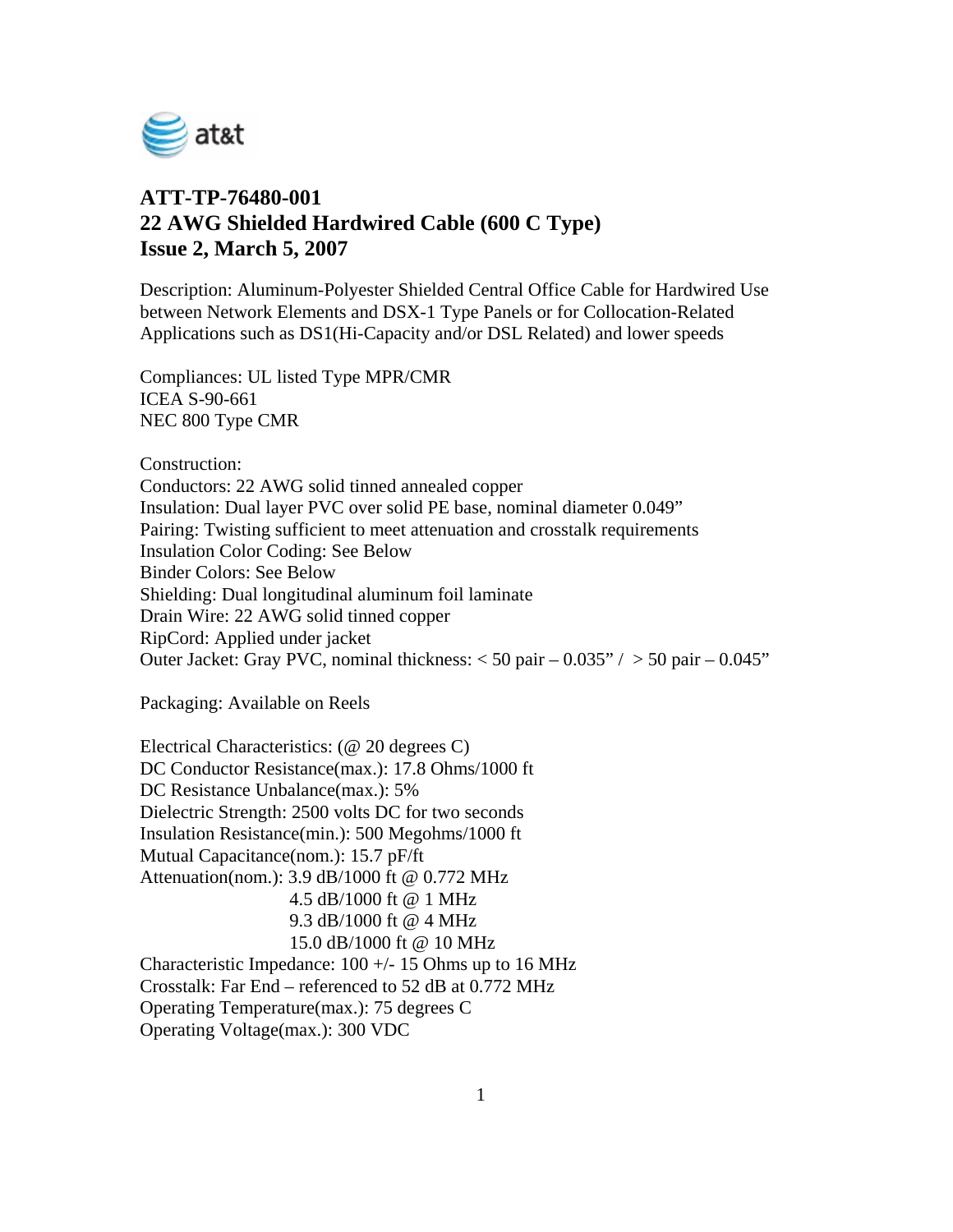# ATT-TP-76480-001
# 22 AWG Shielded Hardwired Cable (600 C Type)
# Issue 2, March 5, 2007

Description: Aluminum-Polyester Shielded Central Office Cable for Hardwired Use between Network Elements and DSX-1 Type Panels or for Collocation-Related Applications such as DS1(Hi-Capacity and/or DSL Related) and lower speeds

Compliances: UL listed Type MPR/CMR
ICEA S-90-661
NEC 800 Type CMR

Construction:
Conductors: 22 AWG solid tinned annealed copper
Insulation: Dual layer PVC over solid PE base, nominal diameter 0.049”
Pairing: Twisting sufficient to meet attenuation and crosstalk requirements
Insulation Color Coding: See Below
Binder Colors: See Below
Shielding: Dual longitudinal aluminum foil laminate
Drain Wire: 22 AWG solid tinned copper
RipCord: Applied under jacket
Outer Jacket: Gray PVC, nominal thickness: < 50 pair – 0.035” / > 50 pair – 0.045”

Packaging: Available on Reels

Electrical Characteristics: (@ 20 degrees C)
DC Conductor Resistance(max.): 17.8 Ohms/1000 ft
DC Resistance Unbalance(max.): 5%
Dielectric Strength: 2500 volts DC for two seconds
Insulation Resistance(min.): 500 Megohms/1000 ft
Mutual Capacitance(nom.): 15.7 pF/ft
Attenuation(nom.): 3.9 dB/1000 ft @ 0.772 MHz
4.5 dB/1000 ft @ 1 MHz
9.3 dB/1000 ft @ 4 MHz
15.0 dB/1000 ft @ 10 MHz
Characteristic Impedance: 100 +/- 15 Ohms up to 16 MHz
Crosstalk: Far End – referenced to 52 dB at 0.772 MHz
Operating Temperature(max.): 75 degrees C
Operating Voltage(max.): 300 VDC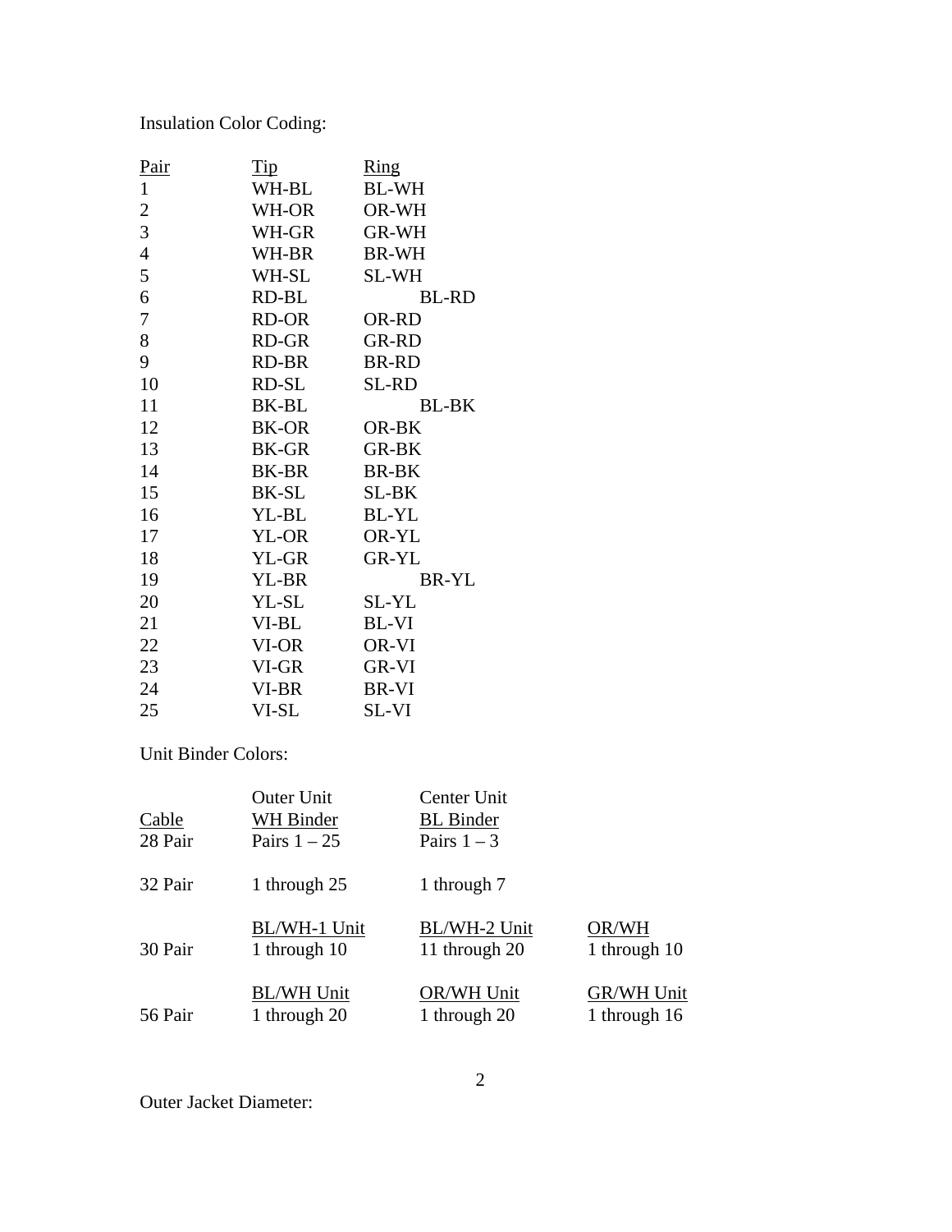Insulation Color Coding:

| Pair | Tip | Ring |
|---|---|---|
| 1 | WH-BL | BL-WH |
| 2 | WH-OR | OR-WH |
| 3 | WH-GR | GR-WH |
| 4 | WH-BR | BR-WH |
| 5 | WH-SL | SL-WH |
| 6 | RD-BL | BL-RD |
| 7 | RD-OR | OR-RD |
| 8 | RD-GR | GR-RD |
| 9 | RD-BR | BR-RD |
| 10 | RD-SL | SL-RD |
| 11 | BK-BL | BL-BK |
| 12 | BK-OR | OR-BK |
| 13 | BK-GR | GR-BK |
| 14 | BK-BR | BR-BK |
| 15 | BK-SL | SL-BK |
| 16 | YL-BL | BL-YL |
| 17 | YL-OR | OR-YL |
| 18 | YL-GR | GR-YL |
| 19 | YL-BR | BR-YL |
| 20 | YL-SL | SL-YL |
| 21 | VI-BL | BL-VI |
| 22 | VI-OR | OR-VI |
| 23 | VI-GR | GR-VI |
| 24 | VI-BR | BR-VI |
| 25 | VI-SL | SL-VI |

Unit Binder Colors:

| Cable | Outer Unit WH Binder | Center Unit BL Binder | |
|---|---|---|---|
| 28 Pair | Pairs 1 – 25 | Pairs 1 – 3 | |
| 32 Pair | 1 through 25 | 1 through 7 | |
| | BL/WH-1 Unit | BL/WH-2 Unit | OR/WH |
| 30 Pair | 1 through 10 | 11 through 20 | 1 through 10 |
| | BL/WH Unit | OR/WH Unit | GR/WH Unit |
| 56 Pair | 1 through 20 | 1 through 20 | 1 through 16 |

Outer Jacket Diameter: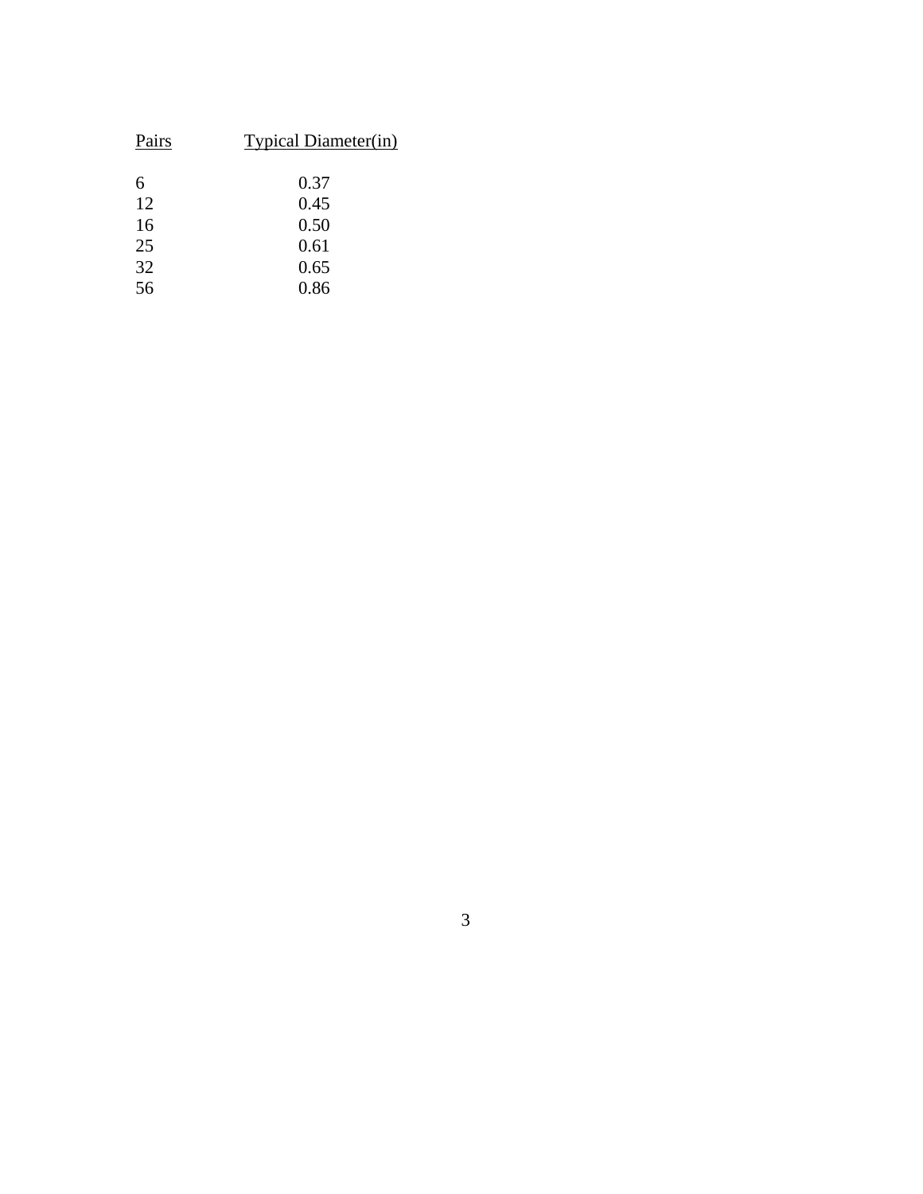| Pairs | Typical Diameter(in) |
| --- | --- |
| 6 | 0.37 |
| 12 | 0.45 |
| 16 | 0.50 |
| 25 | 0.61 |
| 32 | 0.65 |
| 56 | 0.86 |